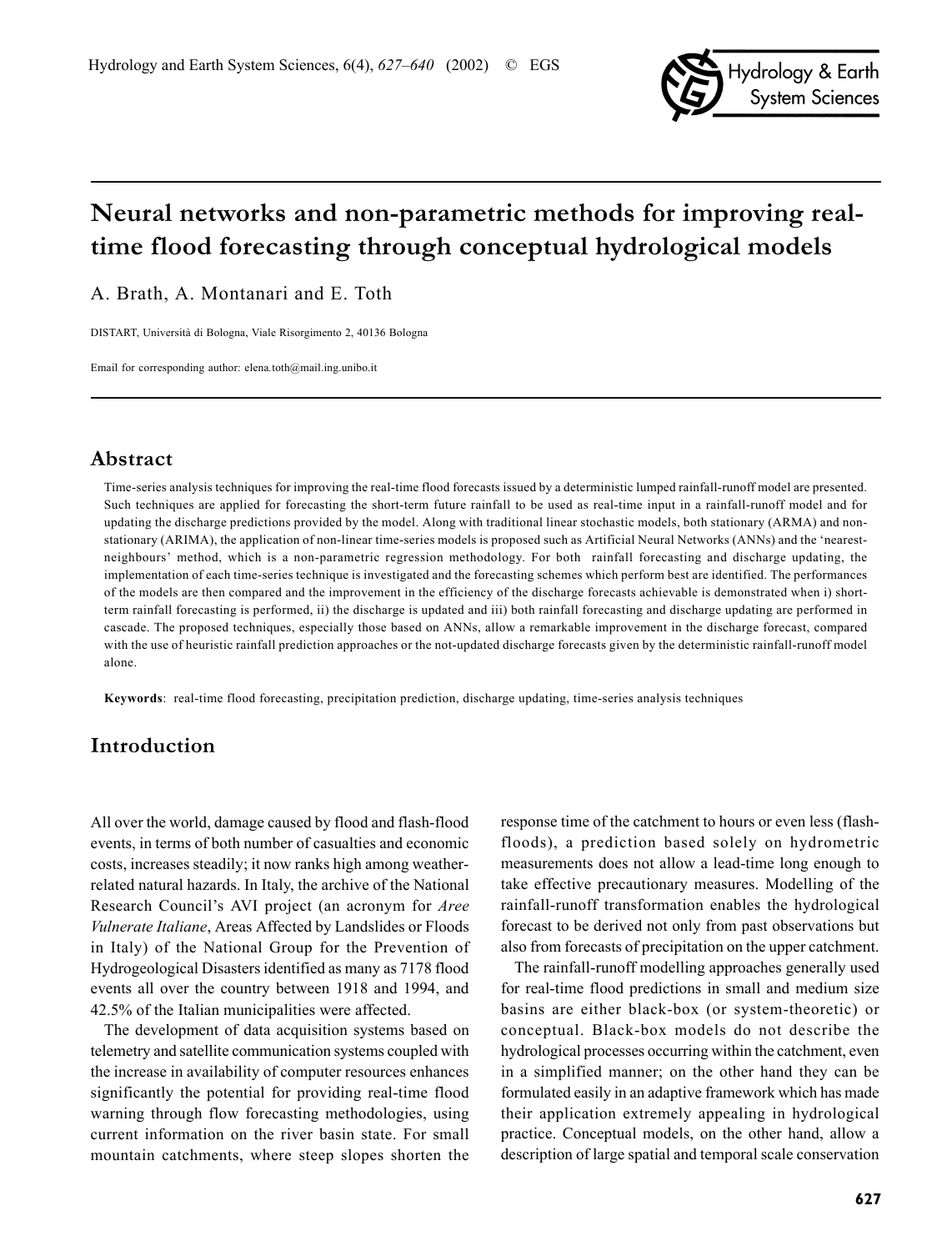# Neural networks and non-parametric methods for improving real-time flood forecasting through conceptual hydrological models

A. Brath, A. Montanari and E. Toth

DISTART, Università di Bologna, Viale Risorgimento 2, 40136 Bologna

Email for corresponding author: elena.toth@mail.ing.unibo.it

## Abstract

Time-series analysis techniques for improving the real-time flood forecasts issued by a deterministic lumped rainfall-runoff model are presented. Such techniques are applied for forecasting the short-term future rainfall to be used as real-time input in a rainfall-runoff model and for updating the discharge predictions provided by the model. Along with traditional linear stochastic models, both stationary (ARMA) and non-stationary (ARIMA), the application of non-linear time-series models is proposed such as Artificial Neural Networks (ANNs) and the 'nearest-neighbours' method, which is a non-parametric regression methodology. For both rainfall forecasting and discharge updating, the implementation of each time-series technique is investigated and the forecasting schemes which perform best are identified. The performances of the models are then compared and the improvement in the efficiency of the discharge forecasts achievable is demonstrated when i) short-term rainfall forecasting is performed, ii) the discharge is updated and iii) both rainfall forecasting and discharge updating are performed in cascade. The proposed techniques, especially those based on ANNs, allow a remarkable improvement in the discharge forecast, compared with the use of heuristic rainfall prediction approaches or the not-updated discharge forecasts given by the deterministic rainfall-runoff model alone.

**Keywords**: real-time flood forecasting, precipitation prediction, discharge updating, time-series analysis techniques

## Introduction

All over the world, damage caused by flood and flash-flood events, in terms of both number of casualties and economic costs, increases steadily; it now ranks high among weather-related natural hazards. In Italy, the archive of the National Research Council's AVI project (an acronym for *Aree Vulnerate Italiane*, Areas Affected by Landslides or Floods in Italy) of the National Group for the Prevention of Hydrogeological Disasters identified as many as 7178 flood events all over the country between 1918 and 1994, and 42.5% of the Italian municipalities were affected.

The development of data acquisition systems based on telemetry and satellite communication systems coupled with the increase in availability of computer resources enhances significantly the potential for providing real-time flood warning through flow forecasting methodologies, using current information on the river basin state. For small mountain catchments, where steep slopes shorten the response time of the catchment to hours or even less (flash-floods), a prediction based solely on hydrometric measurements does not allow a lead-time long enough to take effective precautionary measures. Modelling of the rainfall-runoff transformation enables the hydrological forecast to be derived not only from past observations but also from forecasts of precipitation on the upper catchment.

The rainfall-runoff modelling approaches generally used for real-time flood predictions in small and medium size basins are either black-box (or system-theoretic) or conceptual. Black-box models do not describe the hydrological processes occurring within the catchment, even in a simplified manner; on the other hand they can be formulated easily in an adaptive framework which has made their application extremely appealing in hydrological practice. Conceptual models, on the other hand, allow a description of large spatial and temporal scale conservation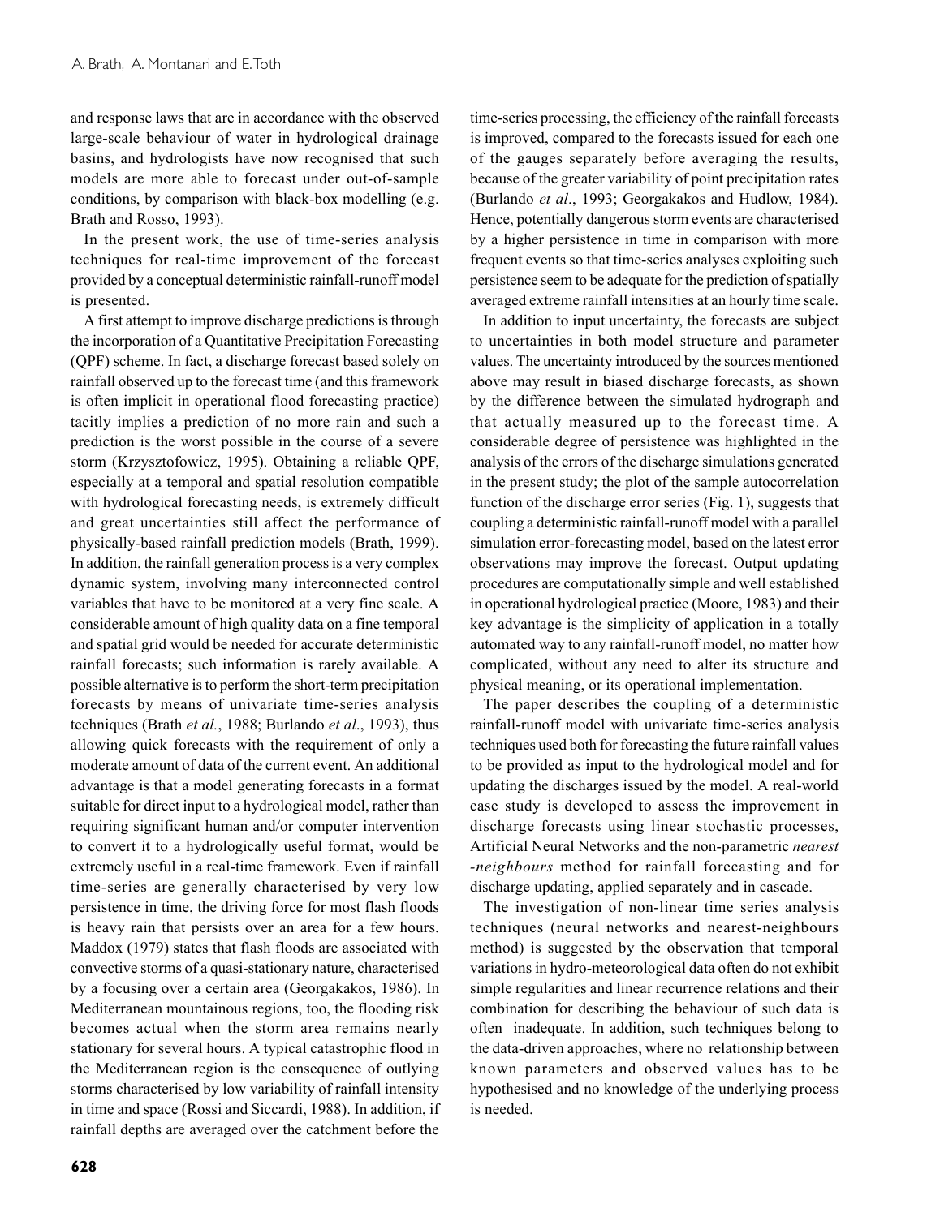and response laws that are in accordance with the observed large-scale behaviour of water in hydrological drainage basins, and hydrologists have now recognised that such models are more able to forecast under out-of-sample conditions, by comparison with black-box modelling (e.g. Brath and Rosso, 1993).

In the present work, the use of time-series analysis techniques for real-time improvement of the forecast provided by a conceptual deterministic rainfall-runoff model is presented.

A first attempt to improve discharge predictions is through the incorporation of a Quantitative Precipitation Forecasting (QPF) scheme. In fact, a discharge forecast based solely on rainfall observed up to the forecast time (and this framework is often implicit in operational flood forecasting practice) tacitly implies a prediction of no more rain and such a prediction is the worst possible in the course of a severe storm (Krzysztofowicz, 1995). Obtaining a reliable QPF, especially at a temporal and spatial resolution compatible with hydrological forecasting needs, is extremely difficult and great uncertainties still affect the performance of physically-based rainfall prediction models (Brath, 1999). In addition, the rainfall generation process is a very complex dynamic system, involving many interconnected control variables that have to be monitored at a very fine scale. A considerable amount of high quality data on a fine temporal and spatial grid would be needed for accurate deterministic rainfall forecasts; such information is rarely available. A possible alternative is to perform the short-term precipitation forecasts by means of univariate time-series analysis techniques (Brath *et al.*, 1988; Burlando *et al*., 1993), thus allowing quick forecasts with the requirement of only a moderate amount of data of the current event. An additional advantage is that a model generating forecasts in a format suitable for direct input to a hydrological model, rather than requiring significant human and/or computer intervention to convert it to a hydrologically useful format, would be extremely useful in a real-time framework. Even if rainfall time-series are generally characterised by very low persistence in time, the driving force for most flash floods is heavy rain that persists over an area for a few hours. Maddox (1979) states that flash floods are associated with convective storms of a quasi-stationary nature, characterised by a focusing over a certain area (Georgakakos, 1986). In Mediterranean mountainous regions, too, the flooding risk becomes actual when the storm area remains nearly stationary for several hours. A typical catastrophic flood in the Mediterranean region is the consequence of outlying storms characterised by low variability of rainfall intensity in time and space (Rossi and Siccardi, 1988). In addition, if rainfall depths are averaged over the catchment before the time-series processing, the efficiency of the rainfall forecasts is improved, compared to the forecasts issued for each one of the gauges separately before averaging the results, because of the greater variability of point precipitation rates (Burlando *et al*., 1993; Georgakakos and Hudlow, 1984). Hence, potentially dangerous storm events are characterised by a higher persistence in time in comparison with more frequent events so that time-series analyses exploiting such persistence seem to be adequate for the prediction of spatially averaged extreme rainfall intensities at an hourly time scale.

In addition to input uncertainty, the forecasts are subject to uncertainties in both model structure and parameter values. The uncertainty introduced by the sources mentioned above may result in biased discharge forecasts, as shown by the difference between the simulated hydrograph and that actually measured up to the forecast time. A considerable degree of persistence was highlighted in the analysis of the errors of the discharge simulations generated in the present study; the plot of the sample autocorrelation function of the discharge error series (Fig. 1), suggests that coupling a deterministic rainfall-runoff model with a parallel simulation error-forecasting model, based on the latest error observations may improve the forecast. Output updating procedures are computationally simple and well established in operational hydrological practice (Moore, 1983) and their key advantage is the simplicity of application in a totally automated way to any rainfall-runoff model, no matter how complicated, without any need to alter its structure and physical meaning, or its operational implementation.

The paper describes the coupling of a deterministic rainfall-runoff model with univariate time-series analysis techniques used both for forecasting the future rainfall values to be provided as input to the hydrological model and for updating the discharges issued by the model. A real-world case study is developed to assess the improvement in discharge forecasts using linear stochastic processes, Artificial Neural Networks and the non-parametric *nearest -neighbours* method for rainfall forecasting and for discharge updating, applied separately and in cascade.

The investigation of non-linear time series analysis techniques (neural networks and nearest-neighbours method) is suggested by the observation that temporal variations in hydro-meteorological data often do not exhibit simple regularities and linear recurrence relations and their combination for describing the behaviour of such data is often inadequate. In addition, such techniques belong to the data-driven approaches, where no relationship between known parameters and observed values has to be hypothesised and no knowledge of the underlying process is needed.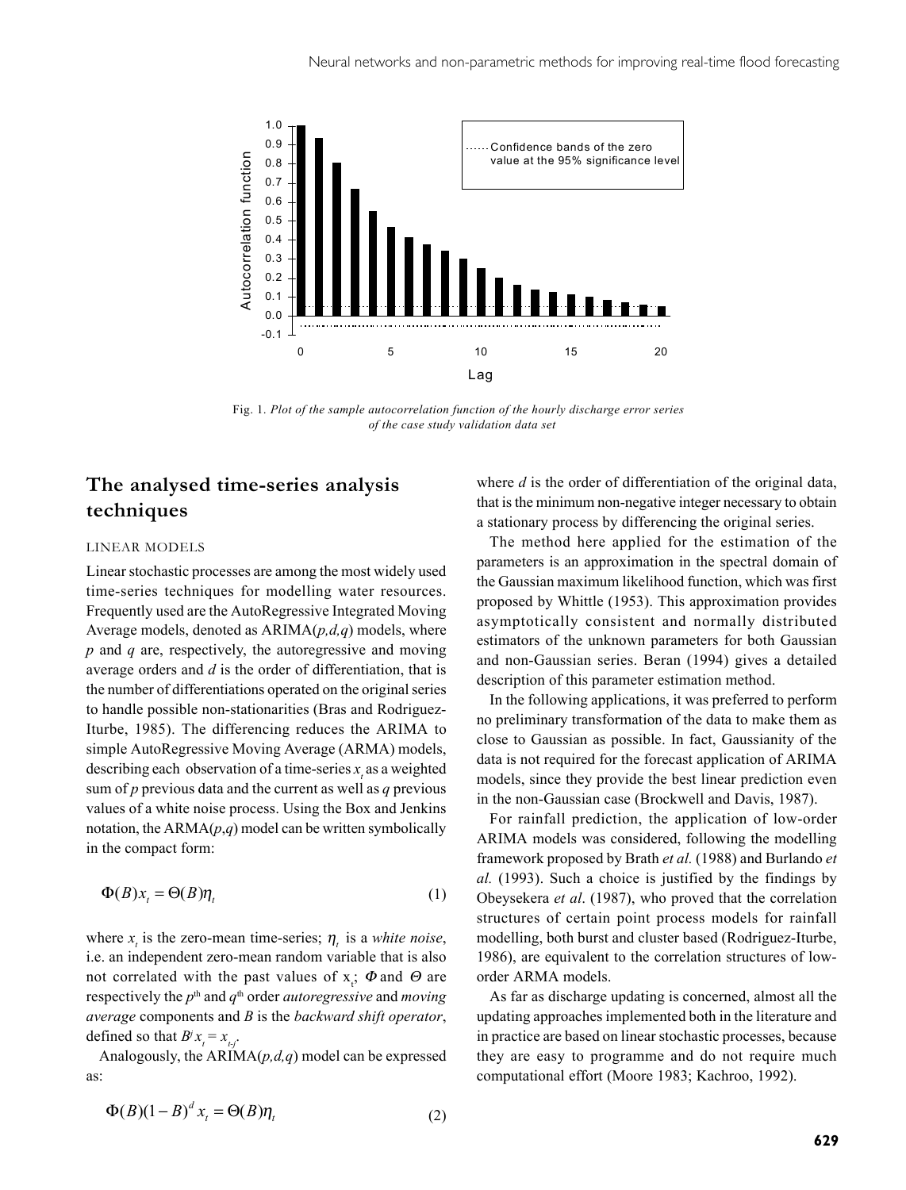Fig. 1. *Plot of the sample autocorrelation function of the hourly discharge error series of the case study validation data set*

## The analysed time-series analysis techniques

### LINEAR MODELS

Linear stochastic processes are among the most widely used time-series techniques for modelling water resources. Frequently used are the AutoRegressive Integrated Moving Average models, denoted as ARIMA(*p,d,q*) models, where *p* and *q* are, respectively, the autoregressive and moving average orders and *d* is the order of differentiation, that is the number of differentiations operated on the original series to handle possible non-stationarities (Bras and Rodriguez-Iturbe, 1985). The differencing reduces the ARIMA to simple AutoRegressive Moving Average (ARMA) models, describing each observation of a time-series $x_t$ as a weighted sum of *p* previous data and the current as well as *q* previous values of a white noise process. Using the Box and Jenkins notation, the ARMA(*p,q*) model can be written symbolically in the compact form:

$$\Phi(B)x_t = \Theta(B)\eta_t \tag{1}$$

where $x_t$ is the zero-mean time-series; $\eta_t$ is a *white noise*, i.e. an independent zero-mean random variable that is also not correlated with the past values of $x_t$; $\Phi$ and $\Theta$ are respectively the $p^{th}$ and $q^{th}$ order *autoregressive* and *moving average* components and $B$ is the *backward shift operator*, defined so that $B^j x_t = x_{t-j}$.

Analogously, the ARIMA(*p,d,q*) model can be expressed as:

$$\Phi(B)(1-B)^d x_t = \Theta(B)\eta_t \tag{2}$$

where *d* is the order of differentiation of the original data, that is the minimum non-negative integer necessary to obtain a stationary process by differencing the original series.

The method here applied for the estimation of the parameters is an approximation in the spectral domain of the Gaussian maximum likelihood function, which was first proposed by Whittle (1953). This approximation provides asymptotically consistent and normally distributed estimators of the unknown parameters for both Gaussian and non-Gaussian series. Beran (1994) gives a detailed description of this parameter estimation method.

In the following applications, it was preferred to perform no preliminary transformation of the data to make them as close to Gaussian as possible. In fact, Gaussianity of the data is not required for the forecast application of ARIMA models, since they provide the best linear prediction even in the non-Gaussian case (Brockwell and Davis, 1987).

For rainfall prediction, the application of low-order ARIMA models was considered, following the modelling framework proposed by Brath *et al.* (1988) and Burlando *et al.* (1993). Such a choice is justified by the findings by Obeysekera *et al*. (1987), who proved that the correlation structures of certain point process models for rainfall modelling, both burst and cluster based (Rodriguez-Iturbe, 1986), are equivalent to the correlation structures of low-order ARMA models.

As far as discharge updating is concerned, almost all the updating approaches implemented both in the literature and in practice are based on linear stochastic processes, because they are easy to programme and do not require much computational effort (Moore 1983; Kachroo, 1992).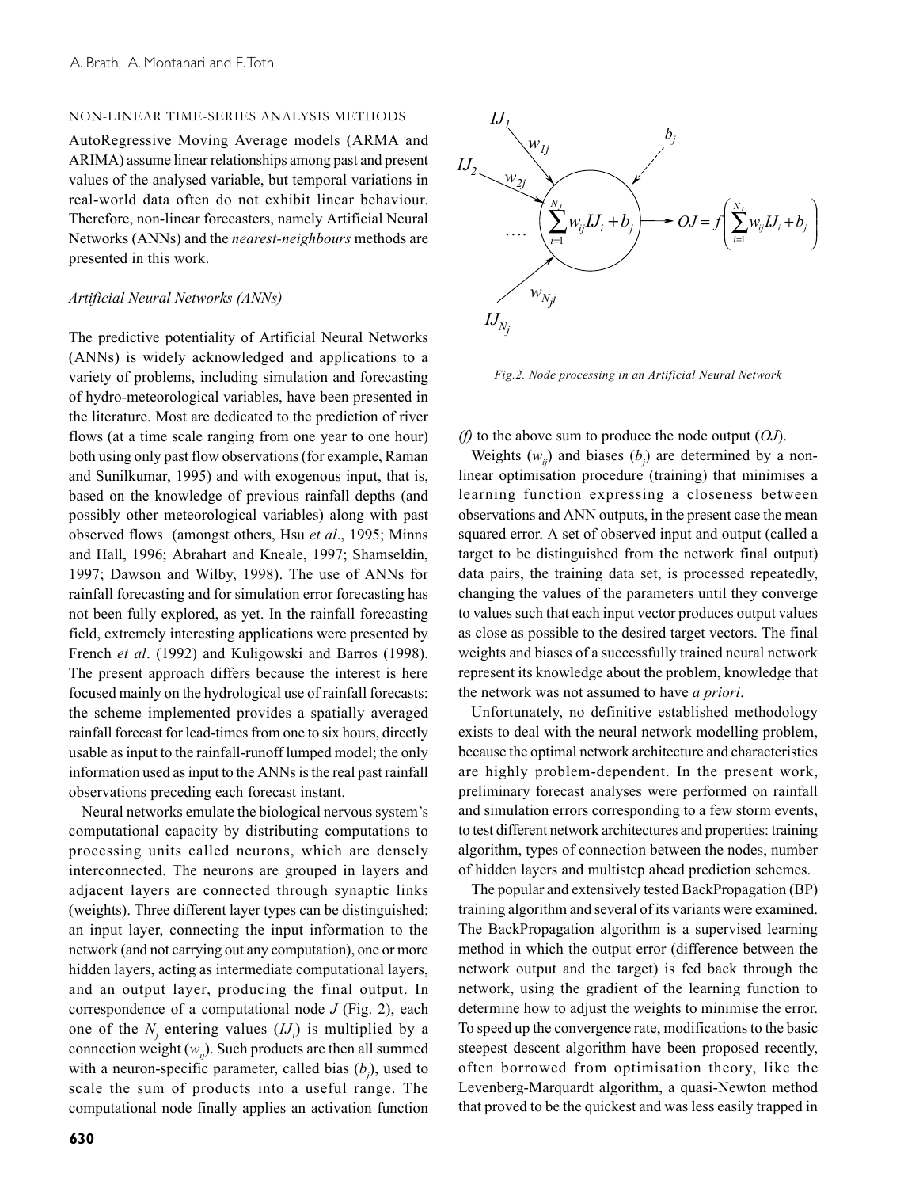## NON-LINEAR TIME-SERIES ANALYSIS METHODS

AutoRegressive Moving Average models (ARMA and ARIMA) assume linear relationships among past and present values of the analysed variable, but temporal variations in real-world data often do not exhibit linear behaviour. Therefore, non-linear forecasters, namely Artificial Neural Networks (ANNs) and the *nearest-neighbours* methods are presented in this work.

### *Artificial Neural Networks (ANNs)*

The predictive potentiality of Artificial Neural Networks (ANNs) is widely acknowledged and applications to a variety of problems, including simulation and forecasting of hydro-meteorological variables, have been presented in the literature. Most are dedicated to the prediction of river flows (at a time scale ranging from one year to one hour) both using only past flow observations (for example, Raman and Sunilkumar, 1995) and with exogenous input, that is, based on the knowledge of previous rainfall depths (and possibly other meteorological variables) along with past observed flows (amongst others, Hsu *et al*., 1995; Minns and Hall, 1996; Abrahart and Kneale, 1997; Shamseldin, 1997; Dawson and Wilby, 1998). The use of ANNs for rainfall forecasting and for simulation error forecasting has not been fully explored, as yet. In the rainfall forecasting field, extremely interesting applications were presented by French *et al*. (1992) and Kuligowski and Barros (1998). The present approach differs because the interest is here focused mainly on the hydrological use of rainfall forecasts: the scheme implemented provides a spatially averaged rainfall forecast for lead-times from one to six hours, directly usable as input to the rainfall-runoff lumped model; the only information used as input to the ANNs is the real past rainfall observations preceding each forecast instant.

Neural networks emulate the biological nervous system's computational capacity by distributing computations to processing units called neurons, which are densely interconnected. The neurons are grouped in layers and adjacent layers are connected through synaptic links (weights). Three different layer types can be distinguished: an input layer, connecting the input information to the network (and not carrying out any computation), one or more hidden layers, acting as intermediate computational layers, and an output layer, producing the final output. In correspondence of a computational node $J$ (Fig. 2), each one of the $N_j$ entering values ($IJ_i$) is multiplied by a connection weight ($w_{ij}$). Such products are then all summed with a neuron-specific parameter, called bias ($b_j$), used to scale the sum of products into a useful range. The computational node finally applies an activation function

$$\sum_{i=1}^{N_j} w_{ij} IJ_i + b_j \longrightarrow OJ = f\left(\sum_{i=1}^{N_j} w_{ij} IJ_i + b_j\right)$$

*Fig.2. Node processing in an Artificial Neural Network*

($f$) to the above sum to produce the node output ($OJ$).

Weights ($w_{ij}$) and biases ($b_j$) are determined by a non-linear optimisation procedure (training) that minimises a learning function expressing a closeness between observations and ANN outputs, in the present case the mean squared error. A set of observed input and output (called a target to be distinguished from the network final output) data pairs, the training data set, is processed repeatedly, changing the values of the parameters until they converge to values such that each input vector produces output values as close as possible to the desired target vectors. The final weights and biases of a successfully trained neural network represent its knowledge about the problem, knowledge that the network was not assumed to have *a priori*.

Unfortunately, no definitive established methodology exists to deal with the neural network modelling problem, because the optimal network architecture and characteristics are highly problem-dependent. In the present work, preliminary forecast analyses were performed on rainfall and simulation errors corresponding to a few storm events, to test different network architectures and properties: training algorithm, types of connection between the nodes, number of hidden layers and multistep ahead prediction schemes.

The popular and extensively tested BackPropagation (BP) training algorithm and several of its variants were examined. The BackPropagation algorithm is a supervised learning method in which the output error (difference between the network output and the target) is fed back through the network, using the gradient of the learning function to determine how to adjust the weights to minimise the error. To speed up the convergence rate, modifications to the basic steepest descent algorithm have been proposed recently, often borrowed from optimisation theory, like the Levenberg-Marquardt algorithm, a quasi-Newton method that proved to be the quickest and was less easily trapped in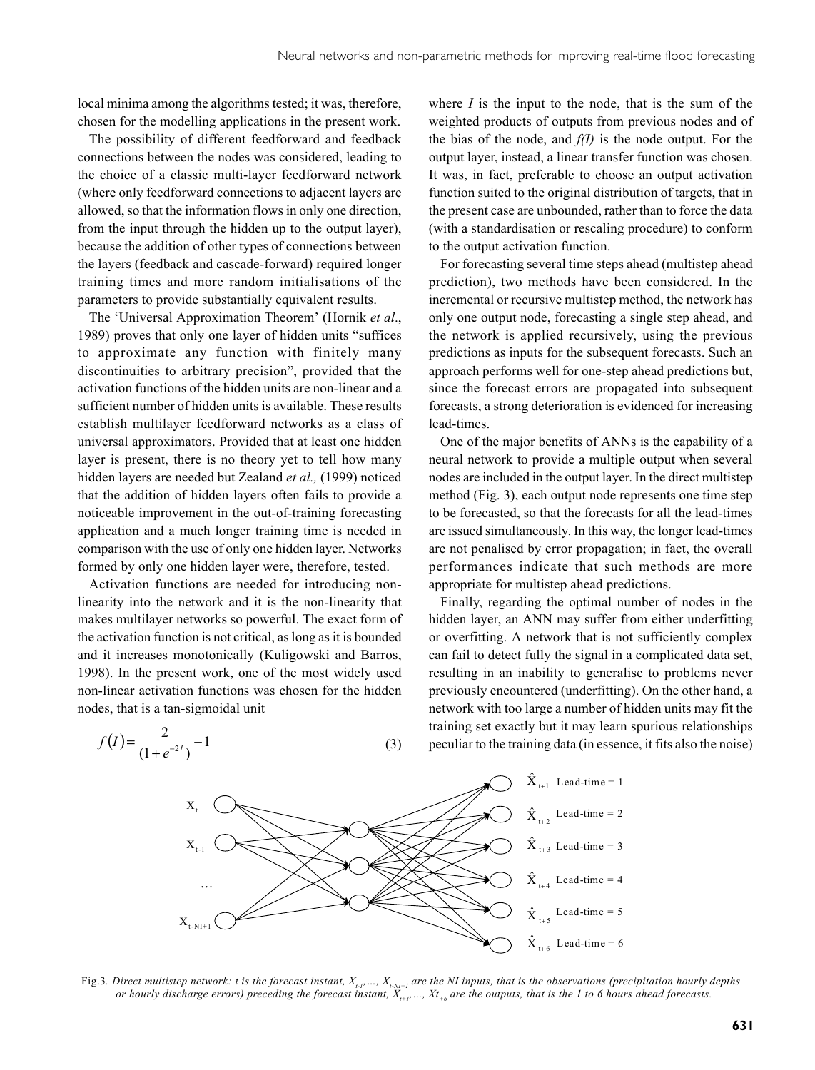local minima among the algorithms tested; it was, therefore, chosen for the modelling applications in the present work.

The possibility of different feedforward and feedback connections between the nodes was considered, leading to the choice of a classic multi-layer feedforward network (where only feedforward connections to adjacent layers are allowed, so that the information flows in only one direction, from the input through the hidden up to the output layer), because the addition of other types of connections between the layers (feedback and cascade-forward) required longer training times and more random initialisations of the parameters to provide substantially equivalent results.

The 'Universal Approximation Theorem' (Hornik *et al*., 1989) proves that only one layer of hidden units "suffices to approximate any function with finitely many discontinuities to arbitrary precision", provided that the activation functions of the hidden units are non-linear and a sufficient number of hidden units is available. These results establish multilayer feedforward networks as a class of universal approximators. Provided that at least one hidden layer is present, there is no theory yet to tell how many hidden layers are needed but Zealand *et al.,* (1999) noticed that the addition of hidden layers often fails to provide a noticeable improvement in the out-of-training forecasting application and a much longer training time is needed in comparison with the use of only one hidden layer. Networks formed by only one hidden layer were, therefore, tested.

Activation functions are needed for introducing non-linearity into the network and it is the non-linearity that makes multilayer networks so powerful. The exact form of the activation function is not critical, as long as it is bounded and it increases monotonically (Kuligowski and Barros, 1998). In the present work, one of the most widely used non-linear activation functions was chosen for the hidden nodes, that is a tan-sigmoidal unit

$$f(I) = \frac{2}{(1+e^{-2I})} - 1 \tag{3}$$

where $I$ is the input to the node, that is the sum of the weighted products of outputs from previous nodes and of the bias of the node, and $f(I)$ is the node output. For the output layer, instead, a linear transfer function was chosen. It was, in fact, preferable to choose an output activation function suited to the original distribution of targets, that in the present case are unbounded, rather than to force the data (with a standardisation or rescaling procedure) to conform to the output activation function.

For forecasting several time steps ahead (multistep ahead prediction), two methods have been considered. In the incremental or recursive multistep method, the network has only one output node, forecasting a single step ahead, and the network is applied recursively, using the previous predictions as inputs for the subsequent forecasts. Such an approach performs well for one-step ahead predictions but, since the forecast errors are propagated into subsequent forecasts, a strong deterioration is evidenced for increasing lead-times.

One of the major benefits of ANNs is the capability of a neural network to provide a multiple output when several nodes are included in the output layer. In the direct multistep method (Fig. 3), each output node represents one time step to be forecasted, so that the forecasts for all the lead-times are issued simultaneously. In this way, the longer lead-times are not penalised by error propagation; in fact, the overall performances indicate that such methods are more appropriate for multistep ahead predictions.

Finally, regarding the optimal number of nodes in the hidden layer, an ANN may suffer from either underfitting or overfitting. A network that is not sufficiently complex can fail to detect fully the signal in a complicated data set, resulting in an inability to generalise to problems never previously encountered (underfitting). On the other hand, a network with too large a number of hidden units may fit the training set exactly but it may learn spurious relationships peculiar to the training data (in essence, it fits also the noise)

Fig.3. *Direct multistep network: t is the forecast instant, $X_{t}$, …, $X_{t-NI+1}$ are the NI inputs, that is the observations (precipitation hourly depths or hourly discharge errors) preceding the forecast instant, $\hat{X}_{t+1}$, …, $\hat{X}_{t+6}$ are the outputs, that is the 1 to 6 hours ahead forecasts.*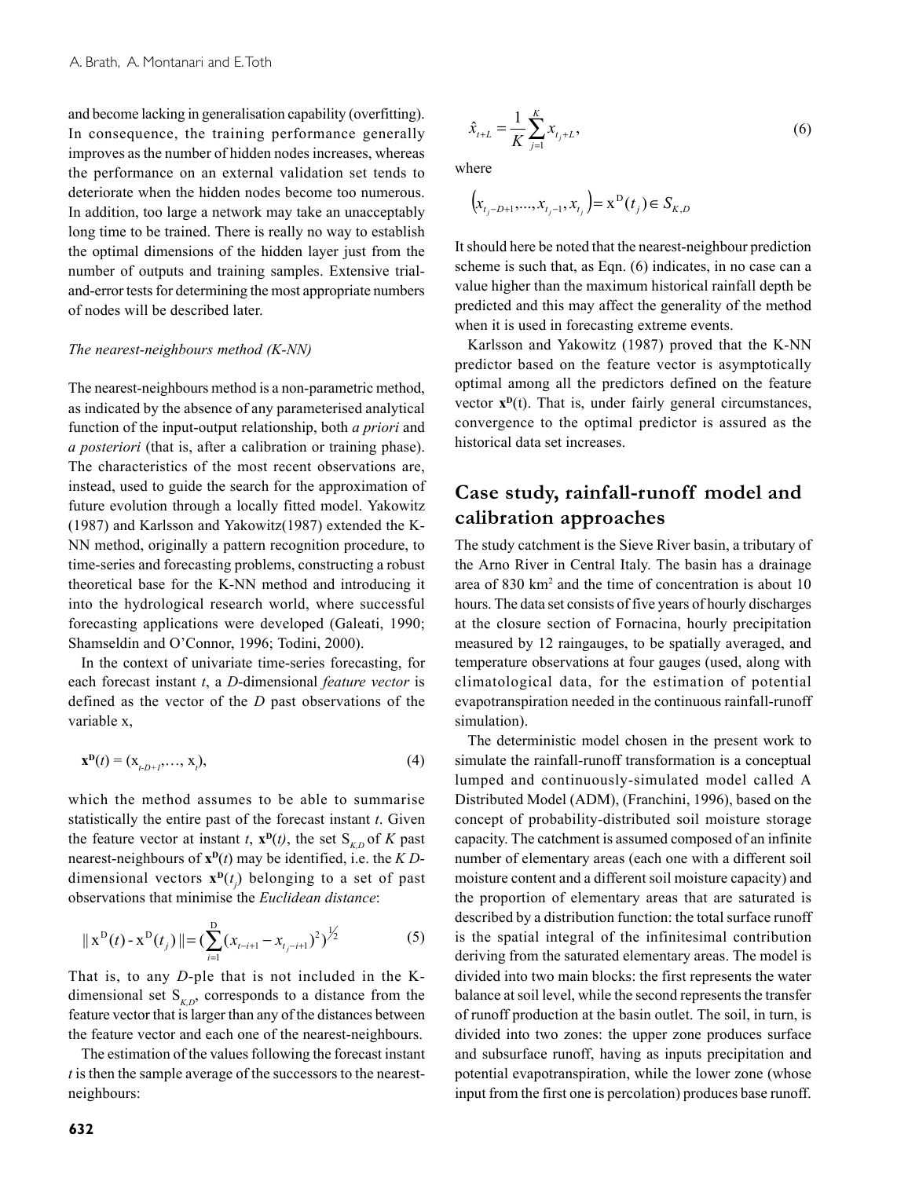and become lacking in generalisation capability (overfitting). In consequence, the training performance generally improves as the number of hidden nodes increases, whereas the performance on an external validation set tends to deteriorate when the hidden nodes become too numerous. In addition, too large a network may take an unacceptably long time to be trained. There is really no way to establish the optimal dimensions of the hidden layer just from the number of outputs and training samples. Extensive trial-and-error tests for determining the most appropriate numbers of nodes will be described later.

*The nearest-neighbours method (K-NN)*

The nearest-neighbours method is a non-parametric method, as indicated by the absence of any parameterised analytical function of the input-output relationship, both *a priori* and *a posteriori* (that is, after a calibration or training phase). The characteristics of the most recent observations are, instead, used to guide the search for the approximation of future evolution through a locally fitted model. Yakowitz (1987) and Karlsson and Yakowitz(1987) extended the K-NN method, originally a pattern recognition procedure, to time-series and forecasting problems, constructing a robust theoretical base for the K-NN method and introducing it into the hydrological research world, where successful forecasting applications were developed (Galeati, 1990; Shamseldin and O'Connor, 1996; Todini, 2000).

In the context of univariate time-series forecasting, for each forecast instant *t*, a *D*-dimensional *feature vector* is defined as the vector of the *D* past observations of the variable x,

$$\mathbf{x}^{\mathbf{D}}(t) = (x_{t-D+1}, \ldots, x_t), \tag{4}$$

which the method assumes to be able to summarise statistically the entire past of the forecast instant *t*. Given the feature vector at instant *t*, $\mathbf{x}^{\mathbf{D}}(t)$, the set $S_{K,D}$ of *K* past nearest-neighbours of $\mathbf{x}^{\mathbf{D}}(t)$ may be identified, i.e. the *K D*-dimensional vectors $\mathbf{x}^{\mathbf{D}}(t_j)$ belonging to a set of past observations that minimise the *Euclidean distance*:

$$\| \mathrm{x}^{\mathrm{D}}(t) - \mathrm{x}^{\mathrm{D}}(t_j) \| = \left( \sum_{i=1}^{\mathrm{D}} (x_{t-i+1} - x_{t_j-i+1})^2 \right)^{\frac{1}{2}} \tag{5}$$

That is, to any *D*-ple that is not included in the K-dimensional set $S_{K,D}$, corresponds to a distance from the feature vector that is larger than any of the distances between the feature vector and each one of the nearest-neighbours.

The estimation of the values following the forecast instant *t* is then the sample average of the successors to the nearest-neighbours:

$$\hat{x}_{t+L} = \frac{1}{K} \sum_{j=1}^{K} x_{t_j+L}, \tag{6}$$

where

$$\left( x_{t_j-D+1}, \ldots, x_{t_j-1}, x_{t_j} \right) = \mathrm{x}^{\mathrm{D}}(t_j) \in S_{K,D}$$

It should here be noted that the nearest-neighbour prediction scheme is such that, as Eqn. (6) indicates, in no case can a value higher than the maximum historical rainfall depth be predicted and this may affect the generality of the method when it is used in forecasting extreme events.

Karlsson and Yakowitz (1987) proved that the K-NN predictor based on the feature vector is asymptotically optimal among all the predictors defined on the feature vector $\mathbf{x}^{\mathbf{D}}(t)$. That is, under fairly general circumstances, convergence to the optimal predictor is assured as the historical data set increases.

## Case study, rainfall-runoff model and calibration approaches

The study catchment is the Sieve River basin, a tributary of the Arno River in Central Italy. The basin has a drainage area of 830 km$^2$ and the time of concentration is about 10 hours. The data set consists of five years of hourly discharges at the closure section of Fornacina, hourly precipitation measured by 12 raingauges, to be spatially averaged, and temperature observations at four gauges (used, along with climatological data, for the estimation of potential evapotranspiration needed in the continuous rainfall-runoff simulation).

The deterministic model chosen in the present work to simulate the rainfall-runoff transformation is a conceptual lumped and continuously-simulated model called A Distributed Model (ADM), (Franchini, 1996), based on the concept of probability-distributed soil moisture storage capacity. The catchment is assumed composed of an infinite number of elementary areas (each one with a different soil moisture content and a different soil moisture capacity) and the proportion of elementary areas that are saturated is described by a distribution function: the total surface runoff is the spatial integral of the infinitesimal contribution deriving from the saturated elementary areas. The model is divided into two main blocks: the first represents the water balance at soil level, while the second represents the transfer of runoff production at the basin outlet. The soil, in turn, is divided into two zones: the upper zone produces surface and subsurface runoff, having as inputs precipitation and potential evapotranspiration, while the lower zone (whose input from the first one is percolation) produces base runoff.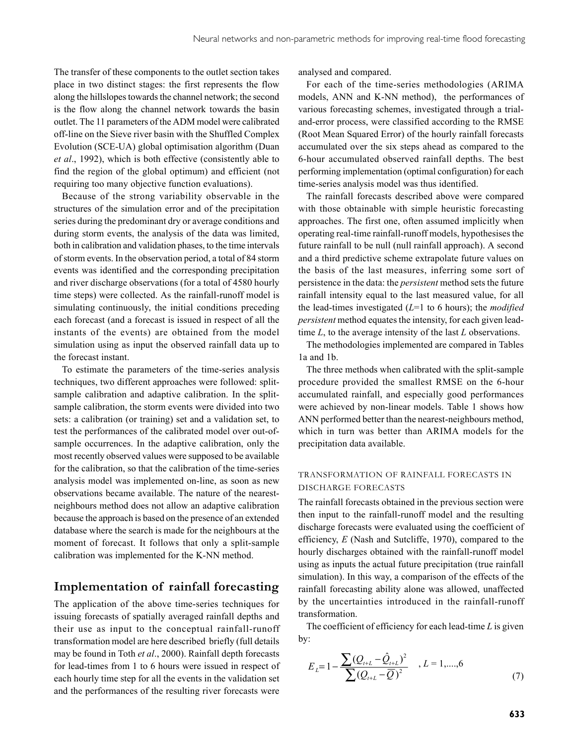The transfer of these components to the outlet section takes place in two distinct stages: the first represents the flow along the hillslopes towards the channel network; the second is the flow along the channel network towards the basin outlet. The 11 parameters of the ADM model were calibrated off-line on the Sieve river basin with the Shuffled Complex Evolution (SCE-UA) global optimisation algorithm (Duan *et al*., 1992), which is both effective (consistently able to find the region of the global optimum) and efficient (not requiring too many objective function evaluations).

Because of the strong variability observable in the structures of the simulation error and of the precipitation series during the predominant dry or average conditions and during storm events, the analysis of the data was limited, both in calibration and validation phases, to the time intervals of storm events. In the observation period, a total of 84 storm events was identified and the corresponding precipitation and river discharge observations (for a total of 4580 hourly time steps) were collected. As the rainfall-runoff model is simulating continuously, the initial conditions preceding each forecast (and a forecast is issued in respect of all the instants of the events) are obtained from the model simulation using as input the observed rainfall data up to the forecast instant.

To estimate the parameters of the time-series analysis techniques, two different approaches were followed: split-sample calibration and adaptive calibration. In the split-sample calibration, the storm events were divided into two sets: a calibration (or training) set and a validation set, to test the performances of the calibrated model over out-of-sample occurrences. In the adaptive calibration, only the most recently observed values were supposed to be available for the calibration, so that the calibration of the time-series analysis model was implemented on-line, as soon as new observations became available. The nature of the nearest-neighbours method does not allow an adaptive calibration because the approach is based on the presence of an extended database where the search is made for the neighbours at the moment of forecast. It follows that only a split-sample calibration was implemented for the K-NN method.

## Implementation of rainfall forecasting

The application of the above time-series techniques for issuing forecasts of spatially averaged rainfall depths and their use as input to the conceptual rainfall-runoff transformation model are here described briefly (full details may be found in Toth *et al*., 2000). Rainfall depth forecasts for lead-times from 1 to 6 hours were issued in respect of each hourly time step for all the events in the validation set and the performances of the resulting river forecasts were analysed and compared.

For each of the time-series methodologies (ARIMA models, ANN and K-NN method), the performances of various forecasting schemes, investigated through a trial-and-error process, were classified according to the RMSE (Root Mean Squared Error) of the hourly rainfall forecasts accumulated over the six steps ahead as compared to the 6-hour accumulated observed rainfall depths. The best performing implementation (optimal configuration) for each time-series analysis model was thus identified.

The rainfall forecasts described above were compared with those obtainable with simple heuristic forecasting approaches. The first one, often assumed implicitly when operating real-time rainfall-runoff models, hypothesises the future rainfall to be null (null rainfall approach). A second and a third predictive scheme extrapolate future values on the basis of the last measures, inferring some sort of persistence in the data: the *persistent* method sets the future rainfall intensity equal to the last measured value, for all the lead-times investigated ($L$=1 to 6 hours); the *modified persistent* method equates the intensity, for each given lead-time $L$, to the average intensity of the last $L$ observations.

The methodologies implemented are compared in Tables 1a and 1b.

The three methods when calibrated with the split-sample procedure provided the smallest RMSE on the 6-hour accumulated rainfall, and especially good performances were achieved by non-linear models. Table 1 shows how ANN performed better than the nearest-neighbours method, which in turn was better than ARIMA models for the precipitation data available.

### TRANSFORMATION OF RAINFALL FORECASTS IN DISCHARGE FORECASTS

The rainfall forecasts obtained in the previous section were then input to the rainfall-runoff model and the resulting discharge forecasts were evaluated using the coefficient of efficiency, $E$ (Nash and Sutcliffe, 1970), compared to the hourly discharges obtained with the rainfall-runoff model using as inputs the actual future precipitation (true rainfall simulation). In this way, a comparison of the effects of the rainfall forecasting ability alone was allowed, unaffected by the uncertainties introduced in the rainfall-runoff transformation.

The coefficient of efficiency for each lead-time $L$ is given by:

$$E_L = 1 - \frac{\sum (Q_{t+L} - \hat{Q}_{t+L})^2}{\sum (Q_{t+L} - \bar{Q})^2} \quad , L = 1,....,6 \tag{7}$$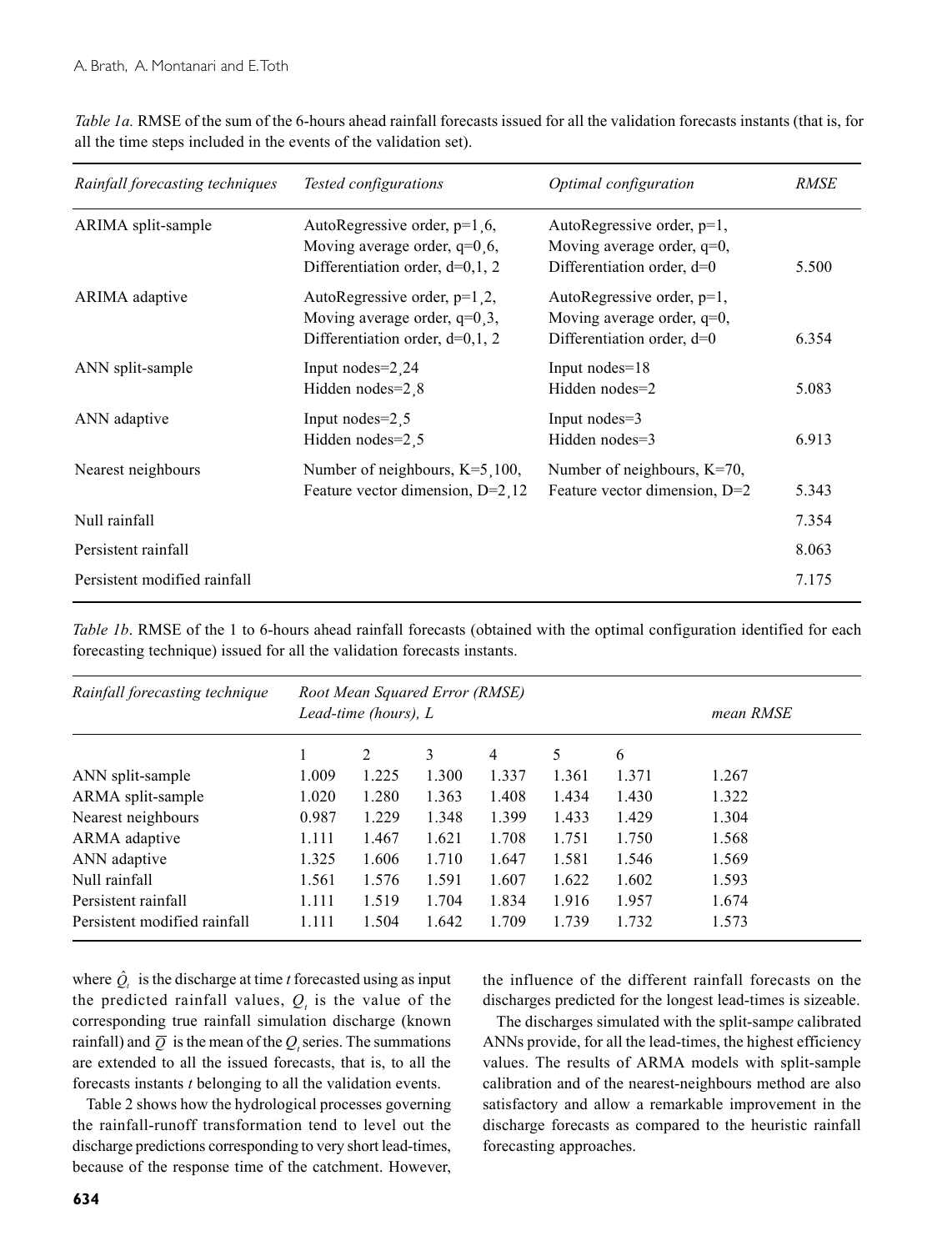*Table 1a.* RMSE of the sum of the 6-hours ahead rainfall forecasts issued for all the validation forecasts instants (that is, for all the time steps included in the events of the validation set).

| *Rainfall forecasting techniques* | *Tested configurations* | *Optimal configuration* | *RMSE* |
|---|---|---|---|
| ARIMA split-sample | AutoRegressive order, p=1¸6, Moving average order, q=0¸6, Differentiation order, d=0,1, 2 | AutoRegressive order, p=1, Moving average order, q=0, Differentiation order, d=0 | 5.500 |
| ARIMA adaptive | AutoRegressive order, p=1¸2, Moving average order, q=0¸3, Differentiation order, d=0,1, 2 | AutoRegressive order, p=1, Moving average order, q=0, Differentiation order, d=0 | 6.354 |
| ANN split-sample | Input nodes=2¸24 Hidden nodes=2¸8 | Input nodes=18 Hidden nodes=2 | 5.083 |
| ANN adaptive | Input nodes=2¸5 Hidden nodes=2¸5 | Input nodes=3 Hidden nodes=3 | 6.913 |
| Nearest neighbours | Number of neighbours, K=5¸100, Feature vector dimension, D=2¸12 | Number of neighbours, K=70, Feature vector dimension, D=2 | 5.343 |
| Null rainfall | | | 7.354 |
| Persistent rainfall | | | 8.063 |
| Persistent modified rainfall | | | 7.175 |

*Table 1b*. RMSE of the 1 to 6-hours ahead rainfall forecasts (obtained with the optimal configuration identified for each forecasting technique) issued for all the validation forecasts instants.

| *Rainfall forecasting technique* | *Root Mean Squared Error (RMSE) Lead-time (hours), L* | | | | | | *mean RMSE* |
|---|---|---|---|---|---|---|---|
| | 1 | 2 | 3 | 4 | 5 | 6 | |
| ANN split-sample | 1.009 | 1.225 | 1.300 | 1.337 | 1.361 | 1.371 | 1.267 |
| ARMA split-sample | 1.020 | 1.280 | 1.363 | 1.408 | 1.434 | 1.430 | 1.322 |
| Nearest neighbours | 0.987 | 1.229 | 1.348 | 1.399 | 1.433 | 1.429 | 1.304 |
| ARMA adaptive | 1.111 | 1.467 | 1.621 | 1.708 | 1.751 | 1.750 | 1.568 |
| ANN adaptive | 1.325 | 1.606 | 1.710 | 1.647 | 1.581 | 1.546 | 1.569 |
| Null rainfall | 1.561 | 1.576 | 1.591 | 1.607 | 1.622 | 1.602 | 1.593 |
| Persistent rainfall | 1.111 | 1.519 | 1.704 | 1.834 | 1.916 | 1.957 | 1.674 |
| Persistent modified rainfall | 1.111 | 1.504 | 1.642 | 1.709 | 1.739 | 1.732 | 1.573 |

where $\hat{Q}_t$ is the discharge at time $t$ forecasted using as input the predicted rainfall values, $Q_t$ is the value of the corresponding true rainfall simulation discharge (known rainfall) and $\overline{Q}$ is the mean of the $Q_t$ series. The summations are extended to all the issued forecasts, that is, to all the forecasts instants $t$ belonging to all the validation events.

Table 2 shows how the hydrological processes governing the rainfall-runoff transformation tend to level out the discharge predictions corresponding to very short lead-times, because of the response time of the catchment. However, the influence of the different rainfall forecasts on the discharges predicted for the longest lead-times is sizeable.

The discharges simulated with the split-sampe calibrated ANNs provide, for all the lead-times, the highest efficiency values. The results of ARMA models with split-sample calibration and of the nearest-neighbours method are also satisfactory and allow a remarkable improvement in the discharge forecasts as compared to the heuristic rainfall forecasting approaches.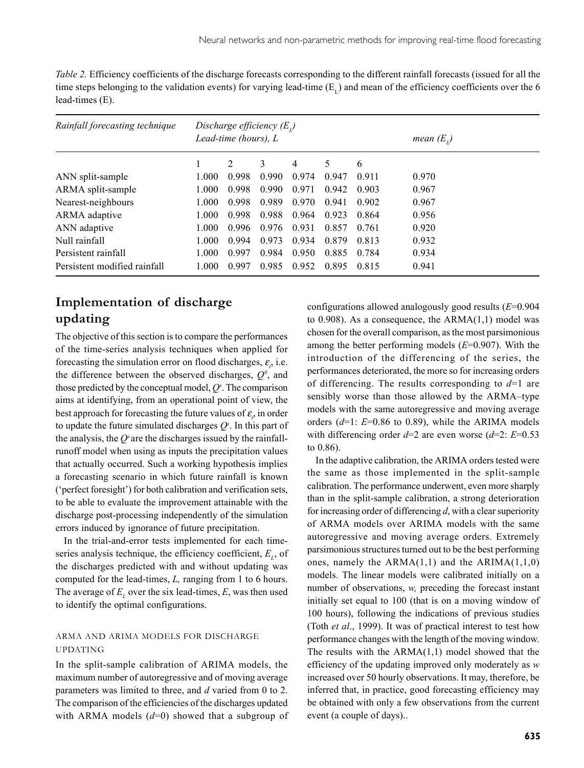*Table 2.* Efficiency coefficients of the discharge forecasts corresponding to the different rainfall forecasts (issued for all the time steps belonging to the validation events) for varying lead-time ($E_L$) and mean of the efficiency coefficients over the 6 lead-times (E).

| *Rainfall forecasting technique* | *Discharge efficiency ($E_L$)* *Lead-time (hours), L* | | | | | | *mean ($E_L$)* |
|---|---|---|---|---|---|---|---|
| | 1 | 2 | 3 | 4 | 5 | 6 | |
| ANN split-sample | 1.000 | 0.998 | 0.990 | 0.974 | 0.947 | 0.911 | 0.970 |
| ARMA split-sample | 1.000 | 0.998 | 0.990 | 0.971 | 0.942 | 0.903 | 0.967 |
| Nearest-neighbours | 1.000 | 0.998 | 0.989 | 0.970 | 0.941 | 0.902 | 0.967 |
| ARMA adaptive | 1.000 | 0.998 | 0.988 | 0.964 | 0.923 | 0.864 | 0.956 |
| ANN adaptive | 1.000 | 0.996 | 0.976 | 0.931 | 0.857 | 0.761 | 0.920 |
| Null rainfall | 1.000 | 0.994 | 0.973 | 0.934 | 0.879 | 0.813 | 0.932 |
| Persistent rainfall | 1.000 | 0.997 | 0.984 | 0.950 | 0.885 | 0.784 | 0.934 |
| Persistent modified rainfall | 1.000 | 0.997 | 0.985 | 0.952 | 0.895 | 0.815 | 0.941 |

## Implementation of discharge updating

The objective of this section is to compare the performances of the time-series analysis techniques when applied for forecasting the simulation error on flood discharges, $\varepsilon_t$, i.e. the difference between the observed discharges, $Q^0$, and those predicted by the conceptual model, $Q^s$. The comparison aims at identifying, from an operational point of view, the best approach for forecasting the future values of $\varepsilon_t$, in order to update the future simulated discharges $Q^s$. In this part of the analysis, the $Q^s$ are the discharges issued by the rainfall-runoff model when using as inputs the precipitation values that actually occurred. Such a working hypothesis implies a forecasting scenario in which future rainfall is known ('perfect foresight') for both calibration and verification sets, to be able to evaluate the improvement attainable with the discharge post-processing independently of the simulation errors induced by ignorance of future precipitation.

In the trial-and-error tests implemented for each time-series analysis technique, the efficiency coefficient, $E_L$, of the discharges predicted with and without updating was computed for the lead-times, $L$, ranging from 1 to 6 hours. The average of $E_L$ over the six lead-times, $E$, was then used to identify the optimal configurations.

### ARMA AND ARIMA MODELS FOR DISCHARGE UPDATING

In the split-sample calibration of ARIMA models, the maximum number of autoregressive and of moving average parameters was limited to three, and $d$ varied from 0 to 2. The comparison of the efficiencies of the discharges updated with ARMA models ($d$=0) showed that a subgroup of configurations allowed analogously good results ($E$=0.904 to 0.908). As a consequence, the ARMA(1,1) model was chosen for the overall comparison, as the most parsimonious among the better performing models ($E$=0.907). With the introduction of the differencing of the series, the performances deteriorated, the more so for increasing orders of differencing. The results corresponding to $d$=1 are sensibly worse than those allowed by the ARMA–type models with the same autoregressive and moving average orders ($d$=1: $E$=0.86 to 0.89), while the ARIMA models with differencing order $d$=2 are even worse ($d$=2: $E$=0.53 to 0.86).

In the adaptive calibration, the ARIMA orders tested were the same as those implemented in the split-sample calibration. The performance underwent, even more sharply than in the split-sample calibration, a strong deterioration for increasing order of differencing $d$, with a clear superiority of ARMA models over ARIMA models with the same autoregressive and moving average orders. Extremely parsimonious structures turned out to be the best performing ones, namely the ARMA(1,1) and the ARIMA(1,1,0) models. The linear models were calibrated initially on a number of observations, $w$, preceding the forecast instant initially set equal to 100 (that is on a moving window of 100 hours), following the indications of previous studies (Toth *et al*., 1999). It was of practical interest to test how performance changes with the length of the moving window. The results with the ARMA(1,1) model showed that the efficiency of the updating improved only moderately as $w$ increased over 50 hourly observations. It may, therefore, be inferred that, in practice, good forecasting efficiency may be obtained with only a few observations from the current event (a couple of days)..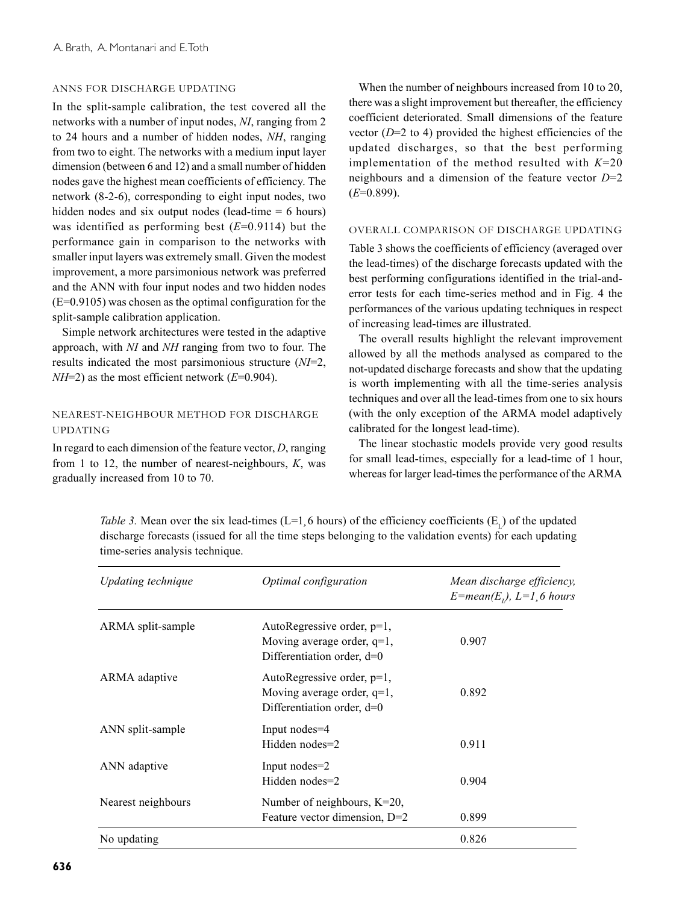## ANNS FOR DISCHARGE UPDATING

In the split-sample calibration, the test covered all the networks with a number of input nodes, *NI*, ranging from 2 to 24 hours and a number of hidden nodes, *NH*, ranging from two to eight. The networks with a medium input layer dimension (between 6 and 12) and a small number of hidden nodes gave the highest mean coefficients of efficiency. The network (8-2-6), corresponding to eight input nodes, two hidden nodes and six output nodes (lead-time = 6 hours) was identified as performing best ($E$=0.9114) but the performance gain in comparison to the networks with smaller input layers was extremely small. Given the modest improvement, a more parsimonious network was preferred and the ANN with four input nodes and two hidden nodes (E=0.9105) was chosen as the optimal configuration for the split-sample calibration application.

Simple network architectures were tested in the adaptive approach, with *NI* and *NH* ranging from two to four. The results indicated the most parsimonious structure (*NI*=2, *NH*=2) as the most efficient network ($E$=0.904).

## NEAREST-NEIGHBOUR METHOD FOR DISCHARGE UPDATING

In regard to each dimension of the feature vector, $D$, ranging from 1 to 12, the number of nearest-neighbours, $K$, was gradually increased from 10 to 70.

When the number of neighbours increased from 10 to 20, there was a slight improvement but thereafter, the efficiency coefficient deteriorated. Small dimensions of the feature vector ($D$=2 to 4) provided the highest efficiencies of the updated discharges, so that the best performing implementation of the method resulted with $K$=20 neighbours and a dimension of the feature vector $D$=2 ($E$=0.899).

## OVERALL COMPARISON OF DISCHARGE UPDATING

Table 3 shows the coefficients of efficiency (averaged over the lead-times) of the discharge forecasts updated with the best performing configurations identified in the trial-and-error tests for each time-series method and in Fig. 4 the performances of the various updating techniques in respect of increasing lead-times are illustrated.

The overall results highlight the relevant improvement allowed by all the methods analysed as compared to the not-updated discharge forecasts and show that the updating is worth implementing with all the time-series analysis techniques and over all the lead-times from one to six hours (with the only exception of the ARMA model adaptively calibrated for the longest lead-time).

The linear stochastic models provide very good results for small lead-times, especially for a lead-time of 1 hour, whereas for larger lead-times the performance of the ARMA

*Table 3.* Mean over the six lead-times (L=1¸6 hours) of the efficiency coefficients ($E_L$) of the updated discharge forecasts (issued for all the time steps belonging to the validation events) for each updating time-series analysis technique.

| *Updating technique* | *Optimal configuration* | *Mean discharge efficiency, E=mean($E_L$), L=1¸6 hours* |
|---|---|---|
| ARMA split-sample | AutoRegressive order, p=1, Moving average order, q=1, Differentiation order, d=0 | 0.907 |
| ARMA adaptive | AutoRegressive order, p=1, Moving average order, q=1, Differentiation order, d=0 | 0.892 |
| ANN split-sample | Input nodes=4 Hidden nodes=2 | 0.911 |
| ANN adaptive | Input nodes=2 Hidden nodes=2 | 0.904 |
| Nearest neighbours | Number of neighbours, K=20, Feature vector dimension, D=2 | 0.899 |
| No updating | | 0.826 |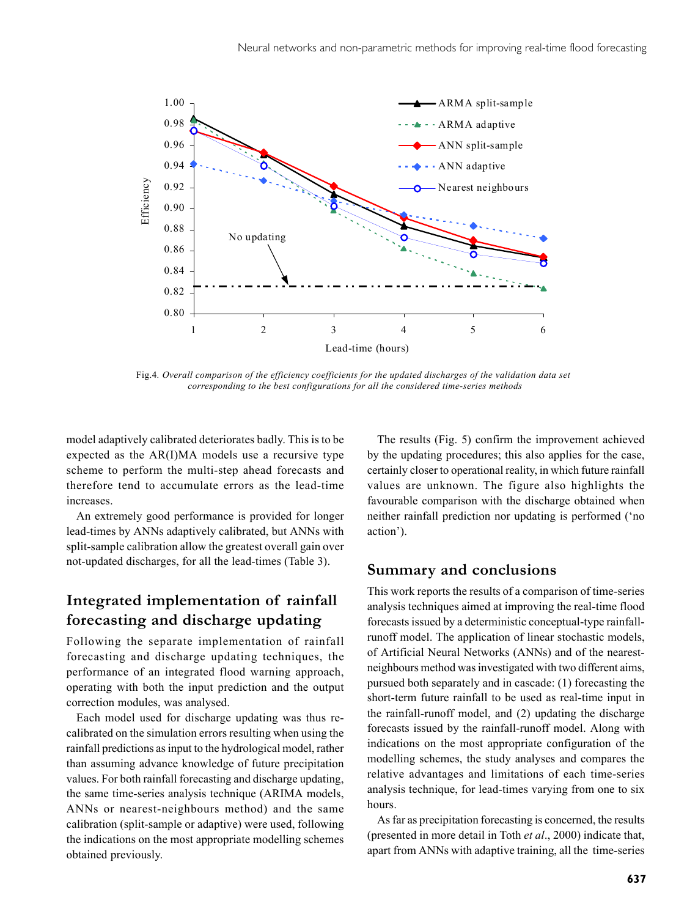Fig.4. *Overall comparison of the efficiency coefficients for the updated discharges of the validation data set corresponding to the best configurations for all the considered time-series methods*

model adaptively calibrated deteriorates badly. This is to be expected as the AR(I)MA models use a recursive type scheme to perform the multi-step ahead forecasts and therefore tend to accumulate errors as the lead-time increases.

An extremely good performance is provided for longer lead-times by ANNs adaptively calibrated, but ANNs with split-sample calibration allow the greatest overall gain over not-updated discharges, for all the lead-times (Table 3).

## Integrated implementation of rainfall forecasting and discharge updating

Following the separate implementation of rainfall forecasting and discharge updating techniques, the performance of an integrated flood warning approach, operating with both the input prediction and the output correction modules, was analysed.

Each model used for discharge updating was thus re-calibrated on the simulation errors resulting when using the rainfall predictions as input to the hydrological model, rather than assuming advance knowledge of future precipitation values. For both rainfall forecasting and discharge updating, the same time-series analysis technique (ARIMA models, ANNs or nearest-neighbours method) and the same calibration (split-sample or adaptive) were used, following the indications on the most appropriate modelling schemes obtained previously.

The results (Fig. 5) confirm the improvement achieved by the updating procedures; this also applies for the case, certainly closer to operational reality, in which future rainfall values are unknown. The figure also highlights the favourable comparison with the discharge obtained when neither rainfall prediction nor updating is performed ('no action').

## Summary and conclusions

This work reports the results of a comparison of time-series analysis techniques aimed at improving the real-time flood forecasts issued by a deterministic conceptual-type rainfall-runoff model. The application of linear stochastic models, of Artificial Neural Networks (ANNs) and of the nearest-neighbours method was investigated with two different aims, pursued both separately and in cascade: (1) forecasting the short-term future rainfall to be used as real-time input in the rainfall-runoff model, and (2) updating the discharge forecasts issued by the rainfall-runoff model. Along with indications on the most appropriate configuration of the modelling schemes, the study analyses and compares the relative advantages and limitations of each time-series analysis technique, for lead-times varying from one to six hours.

As far as precipitation forecasting is concerned, the results (presented in more detail in Toth *et al*., 2000) indicate that, apart from ANNs with adaptive training, all the time-series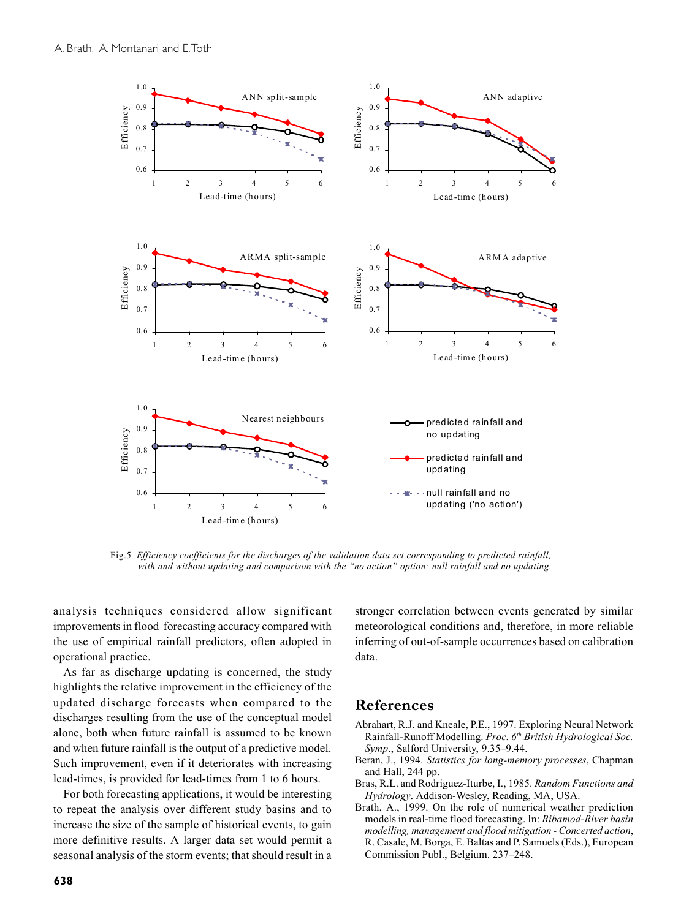Fig.5. *Efficiency coefficients for the discharges of the validation data set corresponding to predicted rainfall, with and without updating and comparison with the "no action" option: null rainfall and no updating.*

analysis techniques considered allow significant improvements in flood forecasting accuracy compared with the use of empirical rainfall predictors, often adopted in operational practice.

As far as discharge updating is concerned, the study highlights the relative improvement in the efficiency of the updated discharge forecasts when compared to the discharges resulting from the use of the conceptual model alone, both when future rainfall is assumed to be known and when future rainfall is the output of a predictive model. Such improvement, even if it deteriorates with increasing lead-times, is provided for lead-times from 1 to 6 hours.

For both forecasting applications, it would be interesting to repeat the analysis over different study basins and to increase the size of the sample of historical events, to gain more definitive results. A larger data set would permit a seasonal analysis of the storm events; that should result in a stronger correlation between events generated by similar meteorological conditions and, therefore, in more reliable inferring of out-of-sample occurrences based on calibration data.

## References

Abrahart, R.J. and Kneale, P.E., 1997. Exploring Neural Network Rainfall-Runoff Modelling. *Proc. 6th British Hydrological Soc. Symp*., Salford University, 9.35–9.44.

Beran, J., 1994. *Statistics for long-memory processes*, Chapman and Hall, 244 pp.

Bras, R.L. and Rodriguez-Iturbe, I., 1985. *Random Functions and Hydrology*. Addison-Wesley, Reading, MA, USA.

Brath, A., 1999. On the role of numerical weather prediction models in real-time flood forecasting. In: *Ribamod-River basin modelling, management and flood mitigation - Concerted action*, R. Casale, M. Borga, E. Baltas and P. Samuels (Eds.), European Commission Publ., Belgium. 237–248.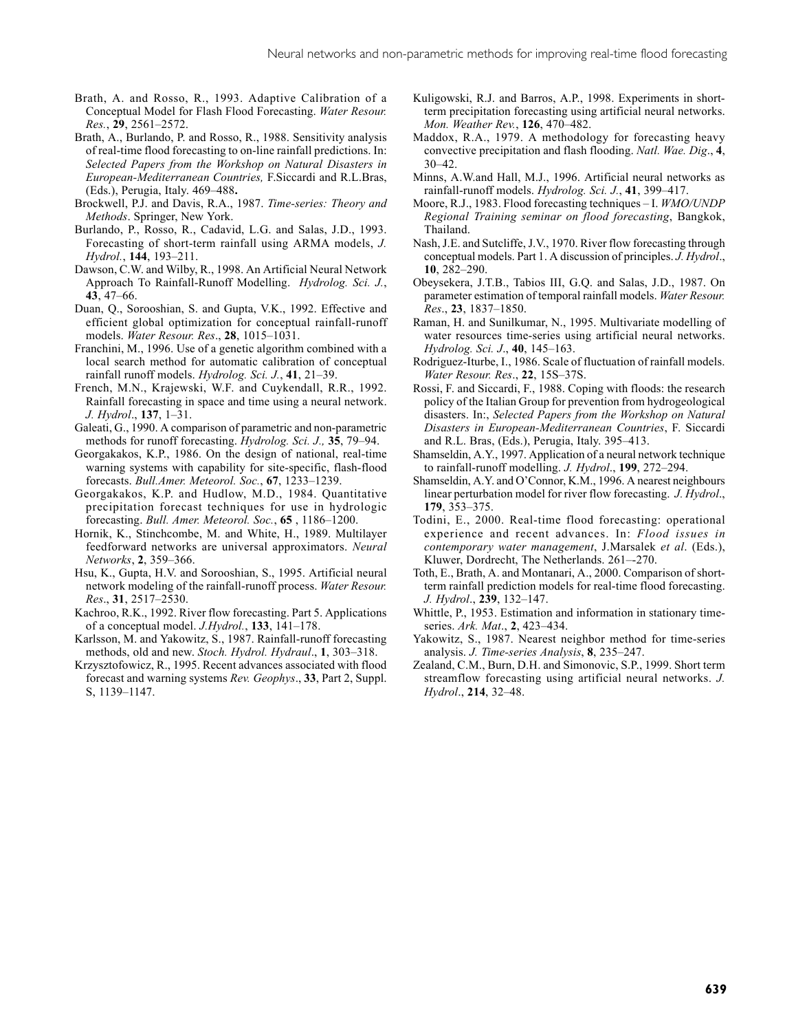Brath, A. and Rosso, R., 1993. Adaptive Calibration of a Conceptual Model for Flash Flood Forecasting. *Water Resour. Res.*, **29**, 2561–2572.

Brath, A., Burlando, P. and Rosso, R., 1988. Sensitivity analysis of real-time flood forecasting to on-line rainfall predictions. In: *Selected Papers from the Workshop on Natural Disasters in European-Mediterranean Countries,* F.Siccardi and R.L.Bras, (Eds.), Perugia, Italy. 469–488**.**

Brockwell, P.J. and Davis, R.A., 1987. *Time-series: Theory and Methods*. Springer, New York.

Burlando, P., Rosso, R., Cadavid, L.G. and Salas, J.D., 1993. Forecasting of short-term rainfall using ARMA models, *J. Hydrol.*, **144**, 193–211.

Dawson, C.W. and Wilby, R., 1998. An Artificial Neural Network Approach To Rainfall-Runoff Modelling. *Hydrolog. Sci. J.*, **43**, 47–66.

Duan, Q., Sorooshian, S. and Gupta, V.K., 1992. Effective and efficient global optimization for conceptual rainfall-runoff models. *Water Resour. Res*., **28**, 1015–1031.

Franchini, M., 1996. Use of a genetic algorithm combined with a local search method for automatic calibration of conceptual rainfall runoff models. *Hydrolog. Sci. J.*, **41**, 21–39.

French, M.N., Krajewski, W.F. and Cuykendall, R.R., 1992. Rainfall forecasting in space and time using a neural network. *J. Hydrol*., **137**, 1–31.

Galeati, G., 1990. A comparison of parametric and non-parametric methods for runoff forecasting. *Hydrolog. Sci. J.,* **35**, 79–94.

Georgakakos, K.P., 1986. On the design of national, real-time warning systems with capability for site-specific, flash-flood forecasts. *Bull.Amer. Meteorol. Soc.*, **67**, 1233–1239.

Georgakakos, K.P. and Hudlow, M.D., 1984. Quantitative precipitation forecast techniques for use in hydrologic forecasting. *Bull. Amer. Meteorol. Soc.*, **65** , 1186–1200.

Hornik, K., Stinchcombe, M. and White, H., 1989. Multilayer feedforward networks are universal approximators. *Neural Networks*, **2**, 359–366.

Hsu, K., Gupta, H.V. and Sorooshian, S., 1995. Artificial neural network modeling of the rainfall-runoff process. *Water Resour. Res*., **31**, 2517–2530.

Kachroo, R.K., 1992. River flow forecasting. Part 5. Applications of a conceptual model. *J.Hydrol.*, **133**, 141–178.

Karlsson, M. and Yakowitz, S., 1987. Rainfall-runoff forecasting methods, old and new. *Stoch. Hydrol. Hydraul*., **1**, 303–318.

Krzysztofowicz, R., 1995. Recent advances associated with flood forecast and warning systems *Rev. Geophys*., **33**, Part 2, Suppl. S, 1139–1147.

Kuligowski, R.J. and Barros, A.P., 1998. Experiments in short-term precipitation forecasting using artificial neural networks. *Mon. Weather Rev.*, **126**, 470–482.

Maddox, R.A., 1979. A methodology for forecasting heavy convective precipitation and flash flooding. *Natl. Wae. Dig*., **4**, 30–42.

Minns, A.W.and Hall, M.J., 1996. Artificial neural networks as rainfall-runoff models. *Hydrolog. Sci. J.*, **41**, 399–417.

Moore, R.J., 1983. Flood forecasting techniques – I. *WMO/UNDP Regional Training seminar on flood forecasting*, Bangkok, Thailand.

Nash, J.E. and Sutcliffe, J.V., 1970. River flow forecasting through conceptual models. Part 1. A discussion of principles. *J. Hydrol*., **10**, 282–290.

Obeysekera, J.T.B., Tabios III, G.Q. and Salas, J.D., 1987. On parameter estimation of temporal rainfall models. *Water Resour. Res*., **23**, 1837–1850.

Raman, H. and Sunilkumar, N., 1995. Multivariate modelling of water resources time-series using artificial neural networks. *Hydrolog. Sci. J*., **40**, 145–163.

Rodriguez-Iturbe, I., 1986. Scale of fluctuation of rainfall models. *Water Resour. Res*., **22**, 15S–37S.

Rossi, F. and Siccardi, F., 1988. Coping with floods: the research policy of the Italian Group for prevention from hydrogeological disasters. In:, *Selected Papers from the Workshop on Natural Disasters in European-Mediterranean Countries*, F. Siccardi and R.L. Bras, (Eds.), Perugia, Italy. 395–413.

Shamseldin, A.Y., 1997. Application of a neural network technique to rainfall-runoff modelling. *J. Hydrol*., **199**, 272–294.

Shamseldin, A.Y. and O'Connor, K.M., 1996. A nearest neighbours linear perturbation model for river flow forecasting. *J. Hydrol*., **179**, 353–375.

Todini, E., 2000. Real-time flood forecasting: operational experience and recent advances. In: *Flood issues in contemporary water management*, J.Marsalek *et al*. (Eds.), Kluwer, Dordrecht, The Netherlands. 261–-270.

Toth, E., Brath, A. and Montanari, A., 2000. Comparison of short-term rainfall prediction models for real-time flood forecasting. *J. Hydrol*., **239**, 132–147.

Whittle, P., 1953. Estimation and information in stationary time-series. *Ark. Mat*., **2**, 423–434.

Yakowitz, S., 1987. Nearest neighbor method for time-series analysis. *J. Time-series Analysis*, **8**, 235–247.

Zealand, C.M., Burn, D.H. and Simonovic, S.P., 1999. Short term streamflow forecasting using artificial neural networks. *J. Hydrol*., **214**, 32–48.